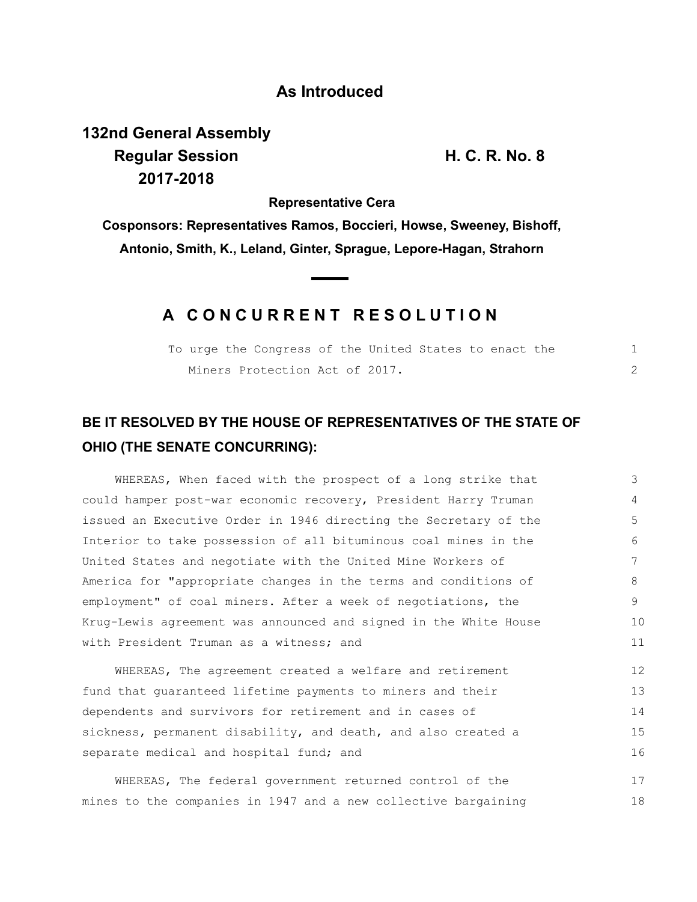**As Introduced**

**132nd General Assembly**
**Regular Session**
**2017-2018**

**H. C. R. No. 8**

**Representative Cera**

**Cosponsors: Representatives Ramos, Boccieri, Howse, Sweeney, Bishoff, Antonio, Smith, K., Leland, Ginter, Sprague, Lepore-Hagan, Strahorn**

## A CONCURRENT RESOLUTION

To urge the Congress of the United States to enact the Miners Protection Act of 2017.

**BE IT RESOLVED BY THE HOUSE OF REPRESENTATIVES OF THE STATE OF OHIO (THE SENATE CONCURRING):**

WHEREAS, When faced with the prospect of a long strike that could hamper post-war economic recovery, President Harry Truman issued an Executive Order in 1946 directing the Secretary of the Interior to take possession of all bituminous coal mines in the United States and negotiate with the United Mine Workers of America for "appropriate changes in the terms and conditions of employment" of coal miners. After a week of negotiations, the Krug-Lewis agreement was announced and signed in the White House with President Truman as a witness; and

WHEREAS, The agreement created a welfare and retirement fund that guaranteed lifetime payments to miners and their dependents and survivors for retirement and in cases of sickness, permanent disability, and death, and also created a separate medical and hospital fund; and

WHEREAS, The federal government returned control of the mines to the companies in 1947 and a new collective bargaining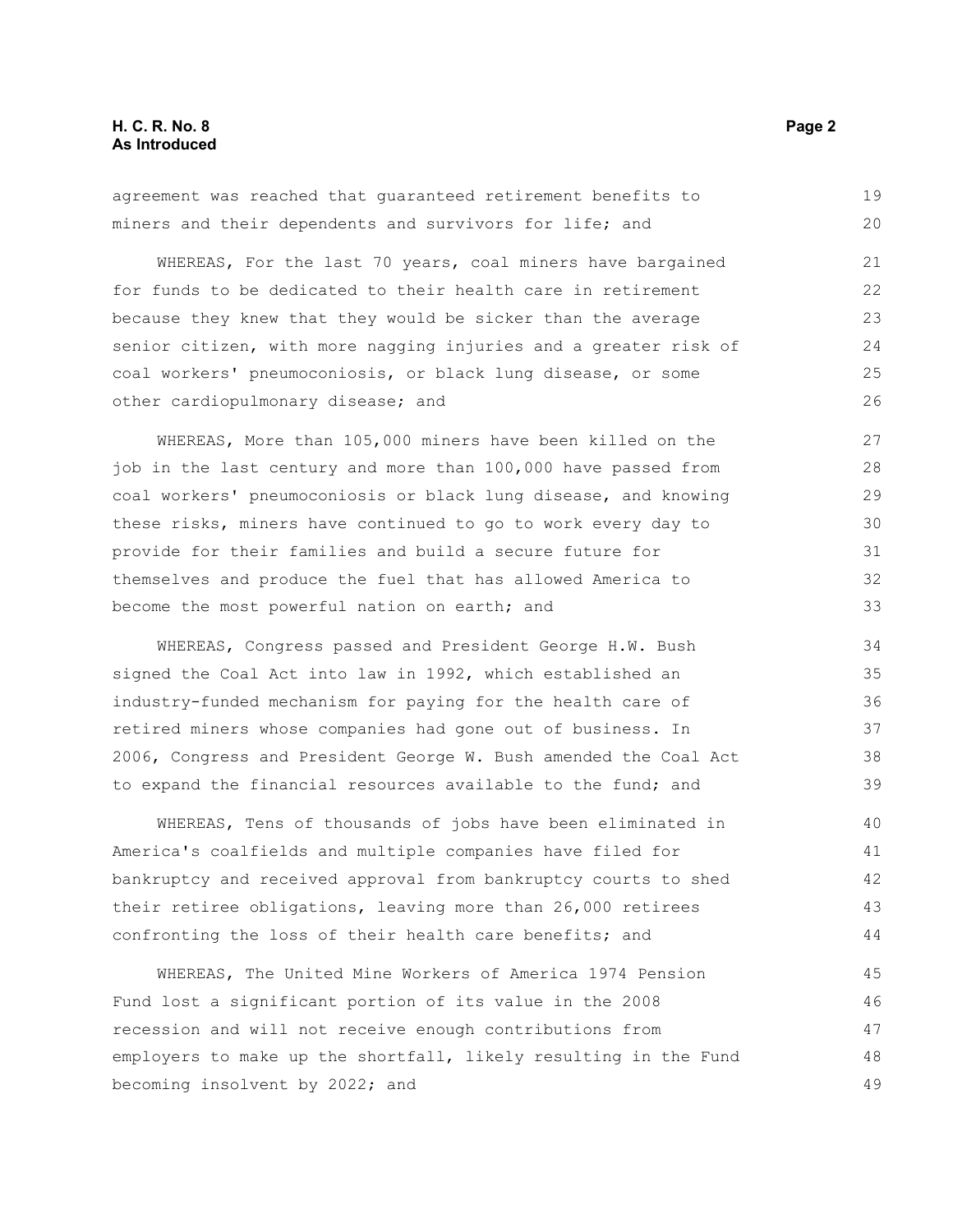agreement was reached that guaranteed retirement benefits to miners and their dependents and survivors for life; and

WHEREAS, For the last 70 years, coal miners have bargained for funds to be dedicated to their health care in retirement because they knew that they would be sicker than the average senior citizen, with more nagging injuries and a greater risk of coal workers' pneumoconiosis, or black lung disease, or some other cardiopulmonary disease; and

WHEREAS, More than 105,000 miners have been killed on the job in the last century and more than 100,000 have passed from coal workers' pneumoconiosis or black lung disease, and knowing these risks, miners have continued to go to work every day to provide for their families and build a secure future for themselves and produce the fuel that has allowed America to become the most powerful nation on earth; and

WHEREAS, Congress passed and President George H.W. Bush signed the Coal Act into law in 1992, which established an industry-funded mechanism for paying for the health care of retired miners whose companies had gone out of business. In 2006, Congress and President George W. Bush amended the Coal Act to expand the financial resources available to the fund; and

WHEREAS, Tens of thousands of jobs have been eliminated in America's coalfields and multiple companies have filed for bankruptcy and received approval from bankruptcy courts to shed their retiree obligations, leaving more than 26,000 retirees confronting the loss of their health care benefits; and

WHEREAS, The United Mine Workers of America 1974 Pension Fund lost a significant portion of its value in the 2008 recession and will not receive enough contributions from employers to make up the shortfall, likely resulting in the Fund becoming insolvent by 2022; and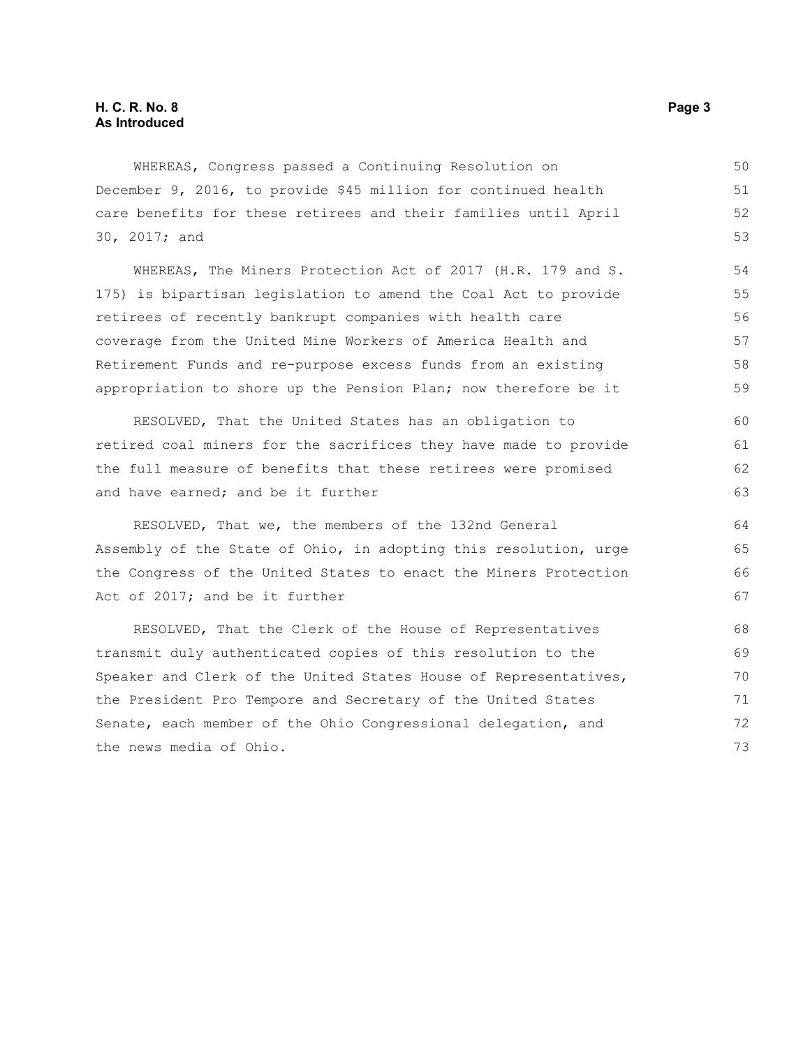WHEREAS, Congress passed a Continuing Resolution on December 9, 2016, to provide $45 million for continued health care benefits for these retirees and their families until April 30, 2017; and

WHEREAS, The Miners Protection Act of 2017 (H.R. 179 and S. 175) is bipartisan legislation to amend the Coal Act to provide retirees of recently bankrupt companies with health care coverage from the United Mine Workers of America Health and Retirement Funds and re-purpose excess funds from an existing appropriation to shore up the Pension Plan; now therefore be it

RESOLVED, That the United States has an obligation to retired coal miners for the sacrifices they have made to provide the full measure of benefits that these retirees were promised and have earned; and be it further

RESOLVED, That we, the members of the 132nd General Assembly of the State of Ohio, in adopting this resolution, urge the Congress of the United States to enact the Miners Protection Act of 2017; and be it further

RESOLVED, That the Clerk of the House of Representatives transmit duly authenticated copies of this resolution to the Speaker and Clerk of the United States House of Representatives, the President Pro Tempore and Secretary of the United States Senate, each member of the Ohio Congressional delegation, and the news media of Ohio.